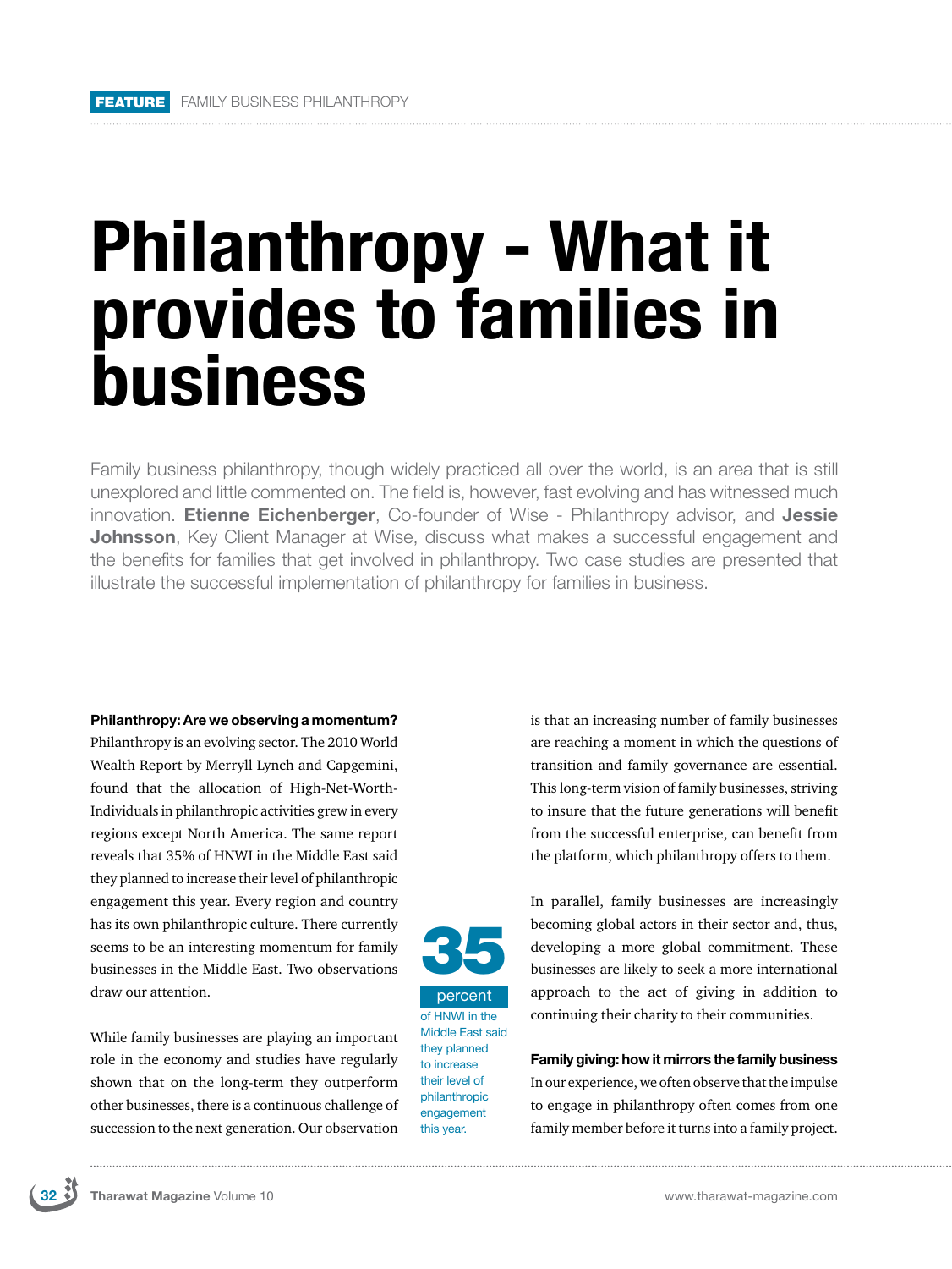FEATURE FAMILY BUSINESS PHILANTHROPY

# Philanthropy - What it provides to families in business

Family business philanthropy, though widely practiced all over the world, is an area that is still unexplored and little commented on. The field is, however, fast evolving and has witnessed much innovation. **Etienne Eichenberger**, Co-founder of Wise - Philanthropy advisor, and **Jessie Johnsson**, Key Client Manager at Wise, discuss what makes a successful engagement and the benefits for families that get involved in philanthropy. Two case studies are presented that illustrate the successful implementation of philanthropy for families in business.

### Philanthropy: Are we observing a momentum?

Philanthropy is an evolving sector. The 2010 World Wealth Report by Merryll Lynch and Capgemini, found that the allocation of High-Net-Worth-Individuals in philanthropic activities grew in every regions except North America. The same report reveals that 35% of HNWI in the Middle East said they planned to increase their level of philanthropic engagement this year. Every region and country has its own philanthropic culture. There currently seems to be an interesting momentum for family businesses in the Middle East. Two observations draw our attention.

While family businesses are playing an important role in the economy and studies have regularly shown that on the long-term they outperform other businesses, there is a continuous challenge of succession to the next generation. Our observation is that an increasing number of family businesses are reaching a moment in which the questions of transition and family governance are essential. This long-term vision of family businesses, striving to insure that the future generations will benefit from the successful enterprise, can benefit from the platform, which philanthropy offers to them.

**35 percent** of HNWI in the Middle East said they planned to increase their level of philanthropic engagement this year.

In parallel, family businesses are increasingly becoming global actors in their sector and, thus, developing a more global commitment. These businesses are likely to seek a more international approach to the act of giving in addition to continuing their charity to their communities.

### Family giving: how it mirrors the family business

In our experience, we often observe that the impulse to engage in philanthropy often comes from one family member before it turns into a family project.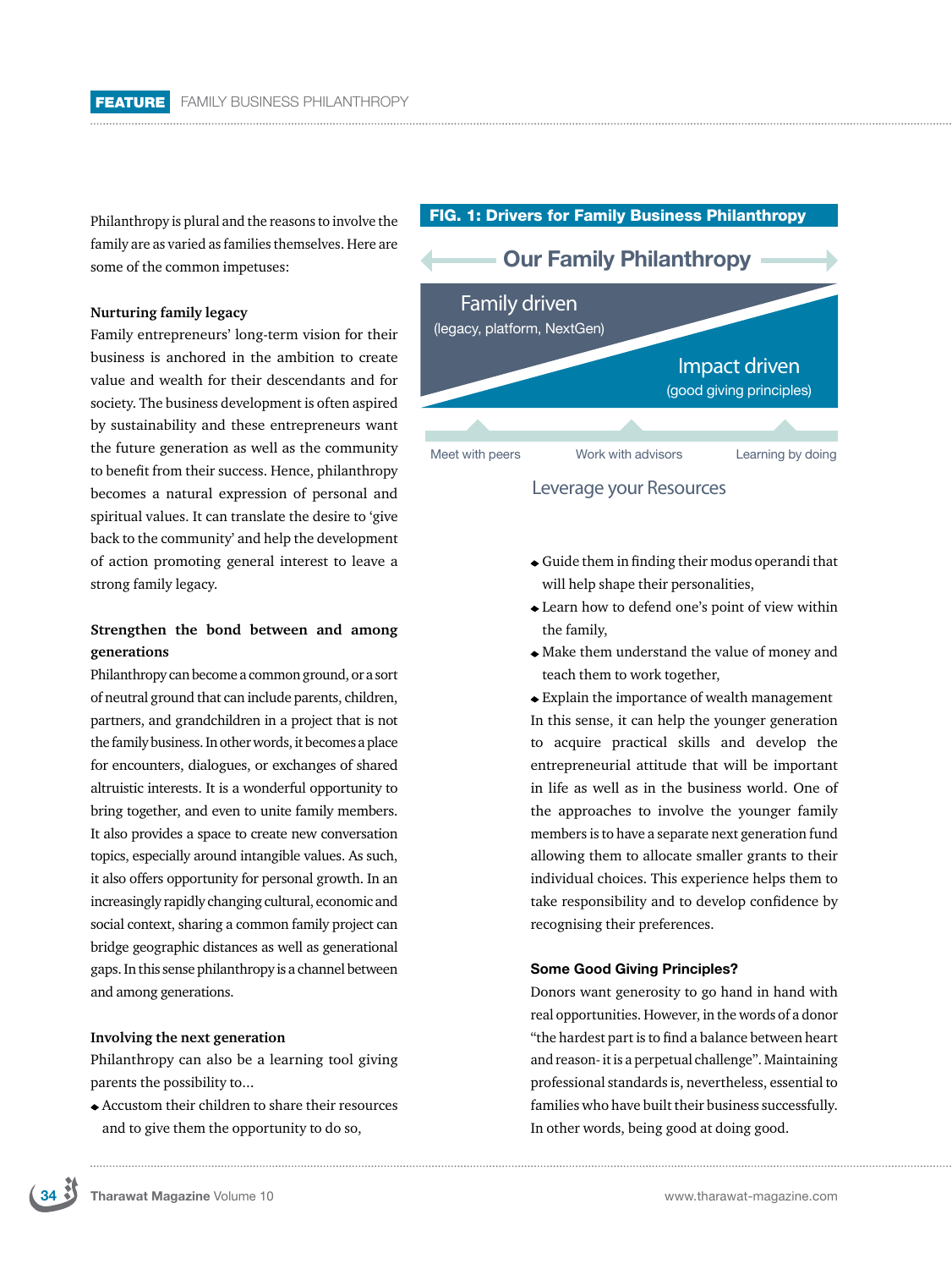Philanthropy is plural and the reasons to involve the family are as varied as families themselves. Here are some of the common impetuses:

**Nurturing family legacy**

Family entrepreneurs' long-term vision for their business is anchored in the ambition to create value and wealth for their descendants and for society. The business development is often aspired by sustainability and these entrepreneurs want the future generation as well as the community to benefit from their success. Hence, philanthropy becomes a natural expression of personal and spiritual values. It can translate the desire to 'give back to the community' and help the development of action promoting general interest to leave a strong family legacy.

**Strengthen the bond between and among generations**

Philanthropy can become a common ground, or a sort of neutral ground that can include parents, children, partners, and grandchildren in a project that is not the family business. In other words, it becomes a place for encounters, dialogues, or exchanges of shared altruistic interests. It is a wonderful opportunity to bring together, and even to unite family members. It also provides a space to create new conversation topics, especially around intangible values. As such, it also offers opportunity for personal growth. In an increasingly rapidly changing cultural, economic and social context, sharing a common family project can bridge geographic distances as well as generational gaps. In this sense philanthropy is a channel between and among generations.

**Involving the next generation**

Philanthropy can also be a learning tool giving parents the possibility to...

- Accustom their children to share their resources and to give them the opportunity to do so,
- Guide them in finding their modus operandi that will help shape their personalities,
- Learn how to defend one's point of view within the family,
- Make them understand the value of money and teach them to work together,
- Explain the importance of wealth management

In this sense, it can help the younger generation to acquire practical skills and develop the entrepreneurial attitude that will be important in life as well as in the business world. One of the approaches to involve the younger family members is to have a separate next generation fund allowing them to allocate smaller grants to their individual choices. This experience helps them to take responsibility and to develop confidence by recognising their preferences.

**FIG. 1: Drivers for Family Business Philanthropy**

Our Family Philanthropy

Family driven (legacy, platform, NextGen)

Impact driven (good giving principles)

Meet with peers | Work with advisors | Learning by doing

Leverage your Resources

**Some Good Giving Principles?**

Donors want generosity to go hand in hand with real opportunities. However, in the words of a donor "the hardest part is to find a balance between heart and reason- it is a perpetual challenge". Maintaining professional standards is, nevertheless, essential to families who have built their business successfully. In other words, being good at doing good.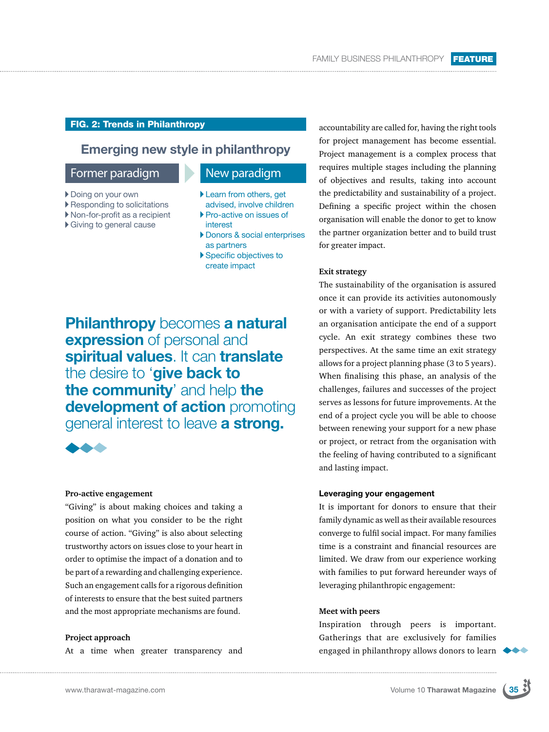**FIG. 2: Trends in Philanthropy**

## Emerging new style in philanthropy

| Former paradigm | New paradigm |
| --- | --- |
| Doing on your own | Learn from others, get advised, involve children |
| Responding to solicitations | Pro-active on issues of interest |
| Non-for-profit as a recipient | Donors & social enterprises as partners |
| Giving to general cause | Specific objectives to create impact |

**Philanthropy** becomes **a natural expression** of personal and **spiritual values**. It can **translate** the desire to '**give back to the community**' and help **the development of action** promoting general interest to leave **a strong.**

**Pro-active engagement**

"Giving" is about making choices and taking a position on what you consider to be the right course of action. "Giving" is also about selecting trustworthy actors on issues close to your heart in order to optimise the impact of a donation and to be part of a rewarding and challenging experience. Such an engagement calls for a rigorous definition of interests to ensure that the best suited partners and the most appropriate mechanisms are found.

**Project approach**

At a time when greater transparency and accountability are called for, having the right tools for project management has become essential. Project management is a complex process that requires multiple stages including the planning of objectives and results, taking into account the predictability and sustainability of a project. Defining a specific project within the chosen organisation will enable the donor to get to know the partner organization better and to build trust for greater impact.

**Exit strategy**

The sustainability of the organisation is assured once it can provide its activities autonomously or with a variety of support. Predictability lets an organisation anticipate the end of a support cycle. An exit strategy combines these two perspectives. At the same time an exit strategy allows for a project planning phase (3 to 5 years). When finalising this phase, an analysis of the challenges, failures and successes of the project serves as lessons for future improvements. At the end of a project cycle you will be able to choose between renewing your support for a new phase or project, or retract from the organisation with the feeling of having contributed to a significant and lasting impact.

### Leveraging your engagement

It is important for donors to ensure that their family dynamic as well as their available resources converge to fulfil social impact. For many families time is a constraint and financial resources are limited. We draw from our experience working with families to put forward hereunder ways of leveraging philanthropic engagement:

**Meet with peers**

Inspiration through peers is important. Gatherings that are exclusively for families engaged in philanthropy allows donors to learn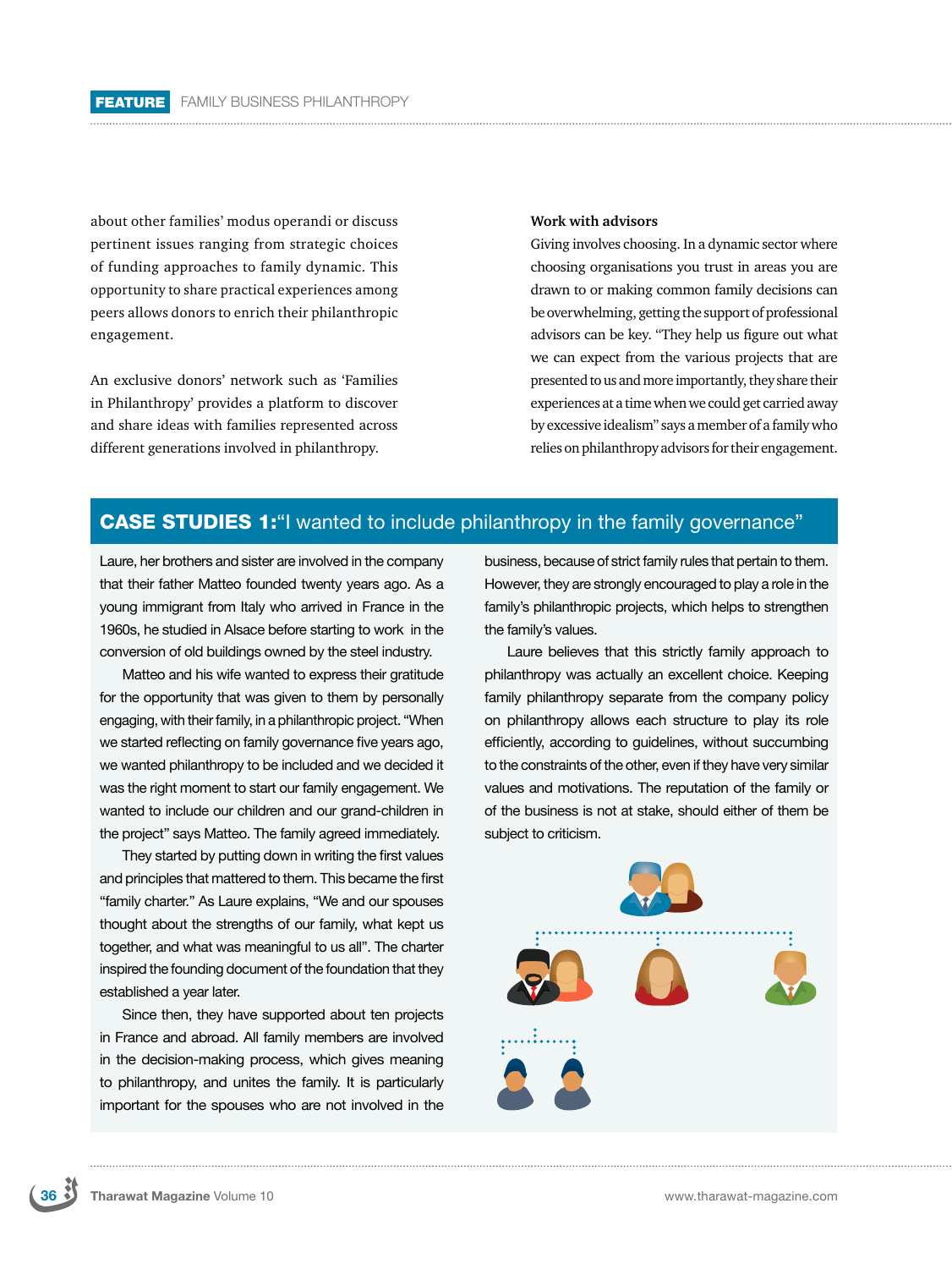about other families' modus operandi or discuss pertinent issues ranging from strategic choices of funding approaches to family dynamic. This opportunity to share practical experiences among peers allows donors to enrich their philanthropic engagement.

An exclusive donors' network such as 'Families in Philanthropy' provides a platform to discover and share ideas with families represented across different generations involved in philanthropy.

**Work with advisors**

Giving involves choosing. In a dynamic sector where choosing organisations you trust in areas you are drawn to or making common family decisions can be overwhelming, getting the support of professional advisors can be key. "They help us figure out what we can expect from the various projects that are presented to us and more importantly, they share their experiences at a time when we could get carried away by excessive idealism" says a member of a family who relies on philanthropy advisors for their engagement.

## CASE STUDIES 1: "I wanted to include philanthropy in the family governance"

Laure, her brothers and sister are involved in the company that their father Matteo founded twenty years ago. As a young immigrant from Italy who arrived in France in the 1960s, he studied in Alsace before starting to work in the conversion of old buildings owned by the steel industry.

Matteo and his wife wanted to express their gratitude for the opportunity that was given to them by personally engaging, with their family, in a philanthropic project. "When we started reflecting on family governance five years ago, we wanted philanthropy to be included and we decided it was the right moment to start our family engagement. We wanted to include our children and our grand-children in the project" says Matteo. The family agreed immediately.

They started by putting down in writing the first values and principles that mattered to them. This became the first "family charter." As Laure explains, "We and our spouses thought about the strengths of our family, what kept us together, and what was meaningful to us all". The charter inspired the founding document of the foundation that they established a year later.

Since then, they have supported about ten projects in France and abroad. All family members are involved in the decision-making process, which gives meaning to philanthropy, and unites the family. It is particularly important for the spouses who are not involved in the business, because of strict family rules that pertain to them. However, they are strongly encouraged to play a role in the family's philanthropic projects, which helps to strengthen the family's values.

Laure believes that this strictly family approach to philanthropy was actually an excellent choice. Keeping family philanthropy separate from the company policy on philanthropy allows each structure to play its role efficiently, according to guidelines, without succumbing to the constraints of the other, even if they have very similar values and motivations. The reputation of the family or of the business is not at stake, should either of them be subject to criticism.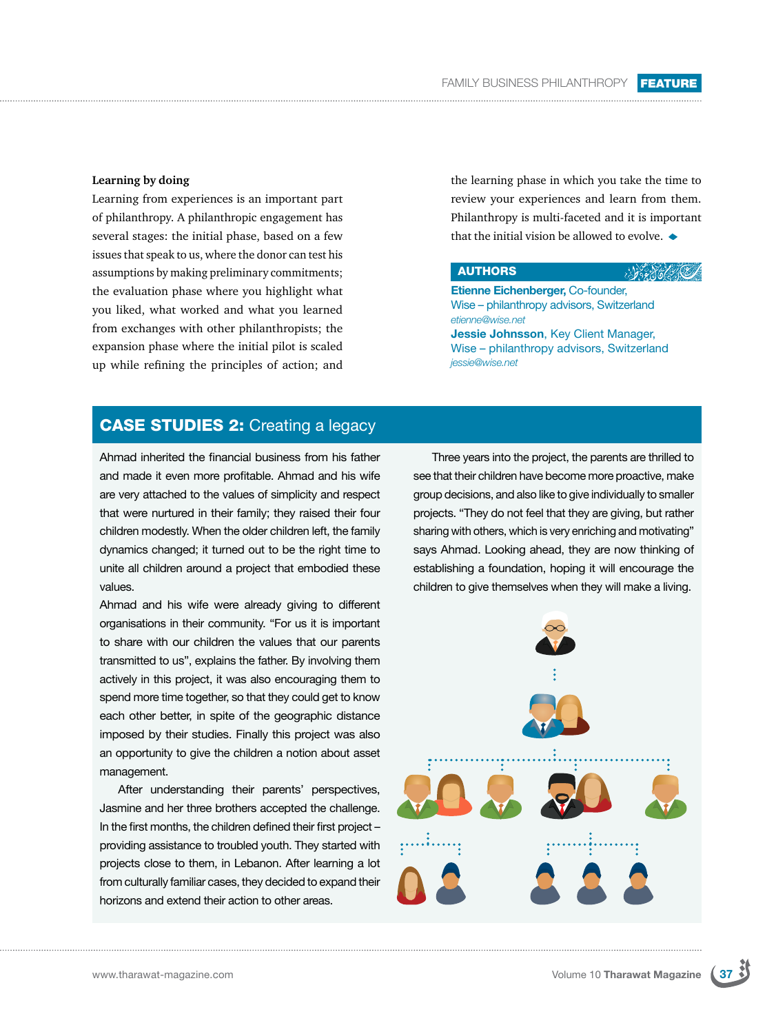### Learning by doing

Learning from experiences is an important part of philanthropy. A philanthropic engagement has several stages: the initial phase, based on a few issues that speak to us, where the donor can test his assumptions by making preliminary commitments; the evaluation phase where you highlight what you liked, what worked and what you learned from exchanges with other philanthropists; the expansion phase where the initial pilot is scaled up while refining the principles of action; and the learning phase in which you take the time to review your experiences and learn from them. Philanthropy is multi-faceted and it is important that the initial vision be allowed to evolve. ◆

**AUTHORS**

**Etienne Eichenberger,** Co-founder, Wise – philanthropy advisors, Switzerland
*etienne@wise.net*

**Jessie Johnsson**, Key Client Manager, Wise – philanthropy advisors, Switzerland
*jessie@wise.net*

## CASE STUDIES 2: Creating a legacy

Ahmad inherited the financial business from his father and made it even more profitable. Ahmad and his wife are very attached to the values of simplicity and respect that were nurtured in their family; they raised their four children modestly. When the older children left, the family dynamics changed; it turned out to be the right time to unite all children around a project that embodied these values.

Ahmad and his wife were already giving to different organisations in their community. "For us it is important to share with our children the values that our parents transmitted to us", explains the father. By involving them actively in this project, it was also encouraging them to spend more time together, so that they could get to know each other better, in spite of the geographic distance imposed by their studies. Finally this project was also an opportunity to give the children a notion about asset management.

After understanding their parents' perspectives, Jasmine and her three brothers accepted the challenge. In the first months, the children defined their first project – providing assistance to troubled youth. They started with projects close to them, in Lebanon. After learning a lot from culturally familiar cases, they decided to expand their horizons and extend their action to other areas.

Three years into the project, the parents are thrilled to see that their children have become more proactive, make group decisions, and also like to give individually to smaller projects. "They do not feel that they are giving, but rather sharing with others, which is very enriching and motivating" says Ahmad. Looking ahead, they are now thinking of establishing a foundation, hoping it will encourage the children to give themselves when they will make a living.